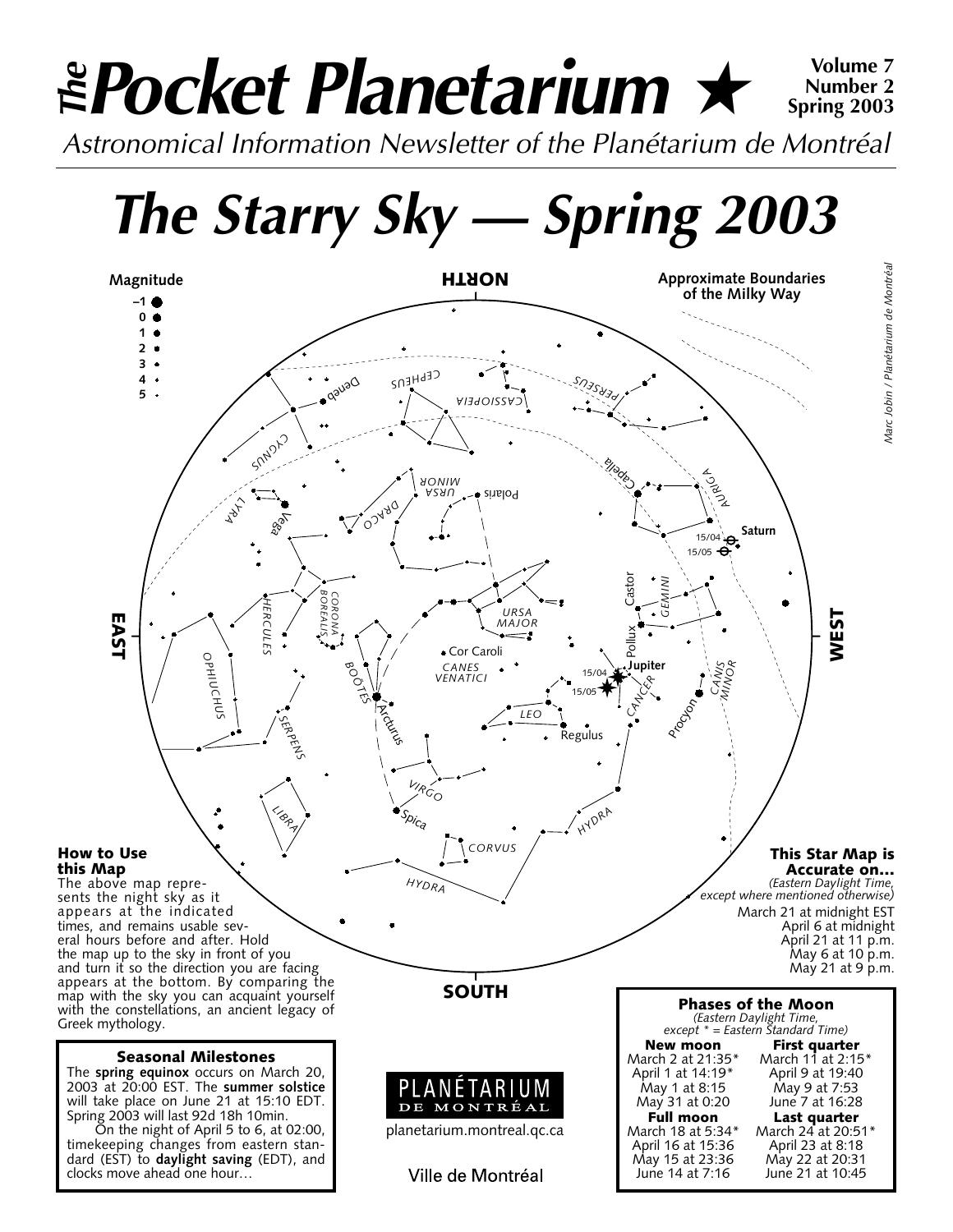# The Pocket Planetarium ★

**Volume 7 Number 2 Spring 2003**

*Astronomical Information Newsletter of the Planétarium de Montréal*

# The Starry Sky — Spring 2003

### How to Use this Map

The above map represents the night sky as it appears at the indicated times, and remains usable several hours before and after. Hold the map up to the sky in front of you and turn it so the direction you are facing appears at the bottom. By comparing the map with the sky you can acquaint yourself with the constellations, an ancient legacy of Greek mythology.

### This Star Map is Accurate on…

*(Eastern Daylight Time, except where mentioned otherwise)*

March 21 at midnight EST
April 6 at midnight
April 21 at 11 p.m.
May 6 at 10 p.m.
May 21 at 9 p.m.

### Seasonal Milestones

The **spring equinox** occurs on March 20, 2003 at 20:00 EST. The **summer solstice** will take place on June 21 at 15:10 EDT. Spring 2003 will last 92d 18h 10min.

On the night of April 5 to 6, at 02:00, timekeeping changes from eastern standard (EST) to **daylight saving** (EDT), and clocks move ahead one hour…

PLANÉTARIUM DE MONTRÉAL

planetarium.montreal.qc.ca

Ville de Montréal

### Phases of the Moon

*(Eastern Daylight Time, except * = Eastern Standard Time)*

| New moon | First quarter |
|---|---|
| March 2 at 21:35* | March 11 at 2:15* |
| April 1 at 14:19* | April 9 at 19:40 |
| May 1 at 8:15 | May 9 at 7:53 |
| May 31 at 0:20 | June 7 at 16:28 |
| **Full moon** | **Last quarter** |
| March 18 at 5:34* | March 24 at 20:51* |
| April 16 at 15:36 | April 23 at 8:18 |
| May 15 at 23:36 | May 22 at 20:31 |
| June 14 at 7:16 | June 21 at 10:45 |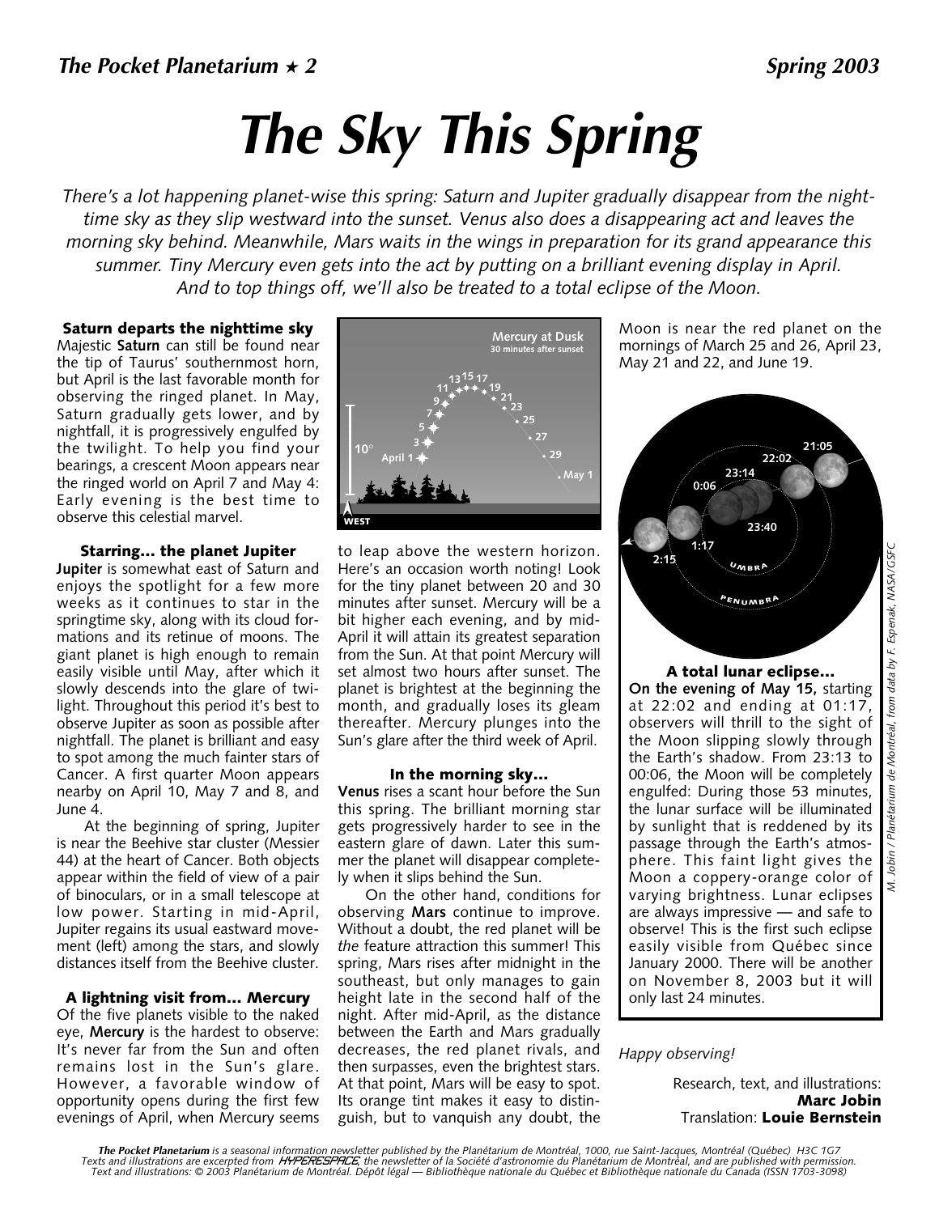# The Sky This Spring

*There's a lot happening planet-wise this spring: Saturn and Jupiter gradually disappear from the nighttime sky as they slip westward into the sunset. Venus also does a disappearing act and leaves the morning sky behind. Meanwhile, Mars waits in the wings in preparation for its grand appearance this summer. Tiny Mercury even gets into the act by putting on a brilliant evening display in April. And to top things off, we'll also be treated to a total eclipse of the Moon.*

### Saturn departs the nighttime sky

Majestic **Saturn** can still be found near the tip of Taurus' southernmost horn, but April is the last favorable month for observing the ringed planet. In May, Saturn gradually gets lower, and by nightfall, it is progressively engulfed by the twilight. To help you find your bearings, a crescent Moon appears near the ringed world on April 7 and May 4: Early evening is the best time to observe this celestial marvel.

### Starring... the planet Jupiter

**Jupiter** is somewhat east of Saturn and enjoys the spotlight for a few more weeks as it continues to star in the springtime sky, along with its cloud formations and its retinue of moons. The giant planet is high enough to remain easily visible until May, after which it slowly descends into the glare of twilight. Throughout this period it's best to observe Jupiter as soon as possible after nightfall. The planet is brilliant and easy to spot among the much fainter stars of Cancer. A first quarter Moon appears nearby on April 10, May 7 and 8, and June 4.

At the beginning of spring, Jupiter is near the Beehive star cluster (Messier 44) at the heart of Cancer. Both objects appear within the field of view of a pair of binoculars, or in a small telescope at low power. Starting in mid-April, Jupiter regains its usual eastward movement (left) among the stars, and slowly distances itself from the Beehive cluster.

### A lightning visit from... Mercury

Of the five planets visible to the naked eye, **Mercury** is the hardest to observe: It's never far from the Sun and often remains lost in the Sun's glare. However, a favorable window of opportunity opens during the first few evenings of April, when Mercury seems to leap above the western horizon. Here's an occasion worth noting! Look for the tiny planet between 20 and 30 minutes after sunset. Mercury will be a bit higher each evening, and by mid-April it will attain its greatest separation from the Sun. At that point Mercury will set almost two hours after sunset. The planet is brightest at the beginning the month, and gradually loses its gleam thereafter. Mercury plunges into the Sun's glare after the third week of April.

Mercury at Dusk
30 minutes after sunset
10°
April 1, 3, 5, 7, 9, 11, 13, 15, 17, 19, 21, 23, 25, 27, 29, May 1
WEST

### In the morning sky...

**Venus** rises a scant hour before the Sun this spring. The brilliant morning star gets progressively harder to see in the eastern glare of dawn. Later this summer the planet will disappear completely when it slips behind the Sun.

On the other hand, conditions for observing **Mars** continue to improve. Without a doubt, the red planet will be *the* feature attraction this summer! This spring, Mars rises after midnight in the southeast, but only manages to gain height late in the second half of the night. After mid-April, as the distance between the Earth and Mars gradually decreases, the red planet rivals, and then surpasses, even the brightest stars. At that point, Mars will be easy to spot. Its orange tint makes it easy to distinguish, but to vanquish any doubt, the Moon is near the red planet on the mornings of March 25 and 26, April 23, May 21 and 22, and June 19.

21:05
22:02
23:14
0:06
23:40
1:17
2:15
UMBRA
PENUMBRA

M. Jobin / Planétarium de Montréal, from data by F. Espenak, NASA/GSFC

### A total lunar eclipse...

**On the evening of May 15,** starting at 22:02 and ending at 01:17, observers will thrill to the sight of the Moon slipping slowly through the Earth's shadow. From 23:13 to 00:06, the Moon will be completely engulfed: During those 53 minutes, the lunar surface will be illuminated by sunlight that is reddened by its passage through the Earth's atmosphere. This faint light gives the Moon a coppery-orange color of varying brightness. Lunar eclipses are always impressive — and safe to observe! This is the first such eclipse easily visible from Québec since January 2000. There will be another on November 8, 2003 but it will only last 24 minutes.

*Happy observing!*

Research, text, and illustrations: **Marc Jobin**
Translation: **Louie Bernstein**

***The Pocket Planetarium** is a seasonal information newsletter published by the Planétarium de Montréal, 1000, rue Saint-Jacques, Montréal (Québec) H3C 1G7*
*Texts and illustrations are excerpted from HYPERESPACE, the newsletter of la Société d'astronomie du Planétarium de Montréal, and are published with permission.*
*Text and illustrations: © 2003 Planétarium de Montréal. Dépôt légal — Bibliothèque nationale du Québec et Bibliothèque nationale du Canada (ISSN 1703-3098)*